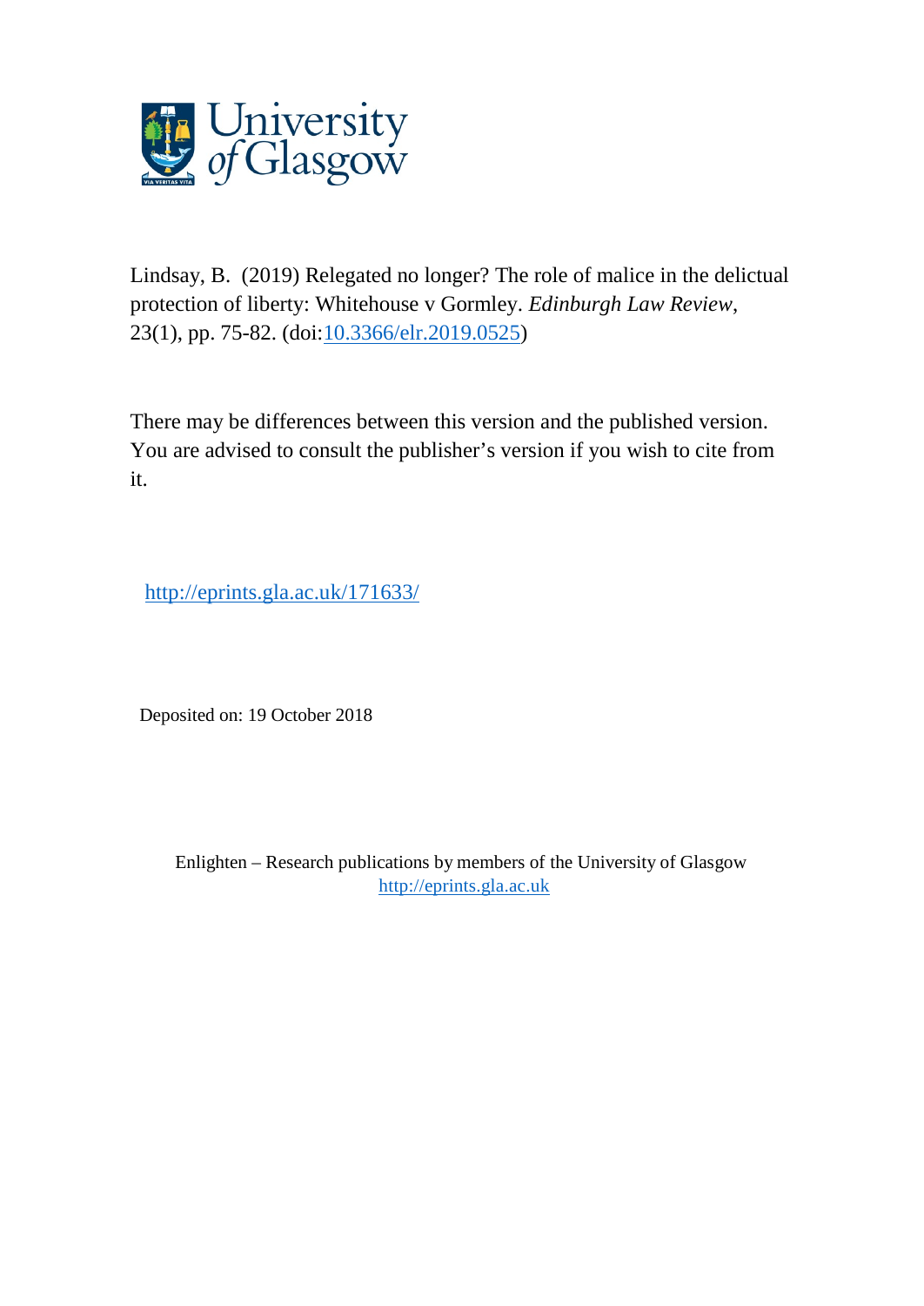Lindsay, B. (2019) Relegated no longer? The role of malice in the delictual protection of liberty: Whitehouse v Gormley. *Edinburgh Law Review*, 23(1), pp. 75-82. (doi:[10.3366/elr.2019.0525](https://doi.org/10.3366/elr.2019.0525))

There may be differences between this version and the published version. You are advised to consult the publisher's version if you wish to cite from it.

http://eprints.gla.ac.uk/171633/

Deposited on: 19 October 2018

Enlighten – Research publications by members of the University of Glasgow
http://eprints.gla.ac.uk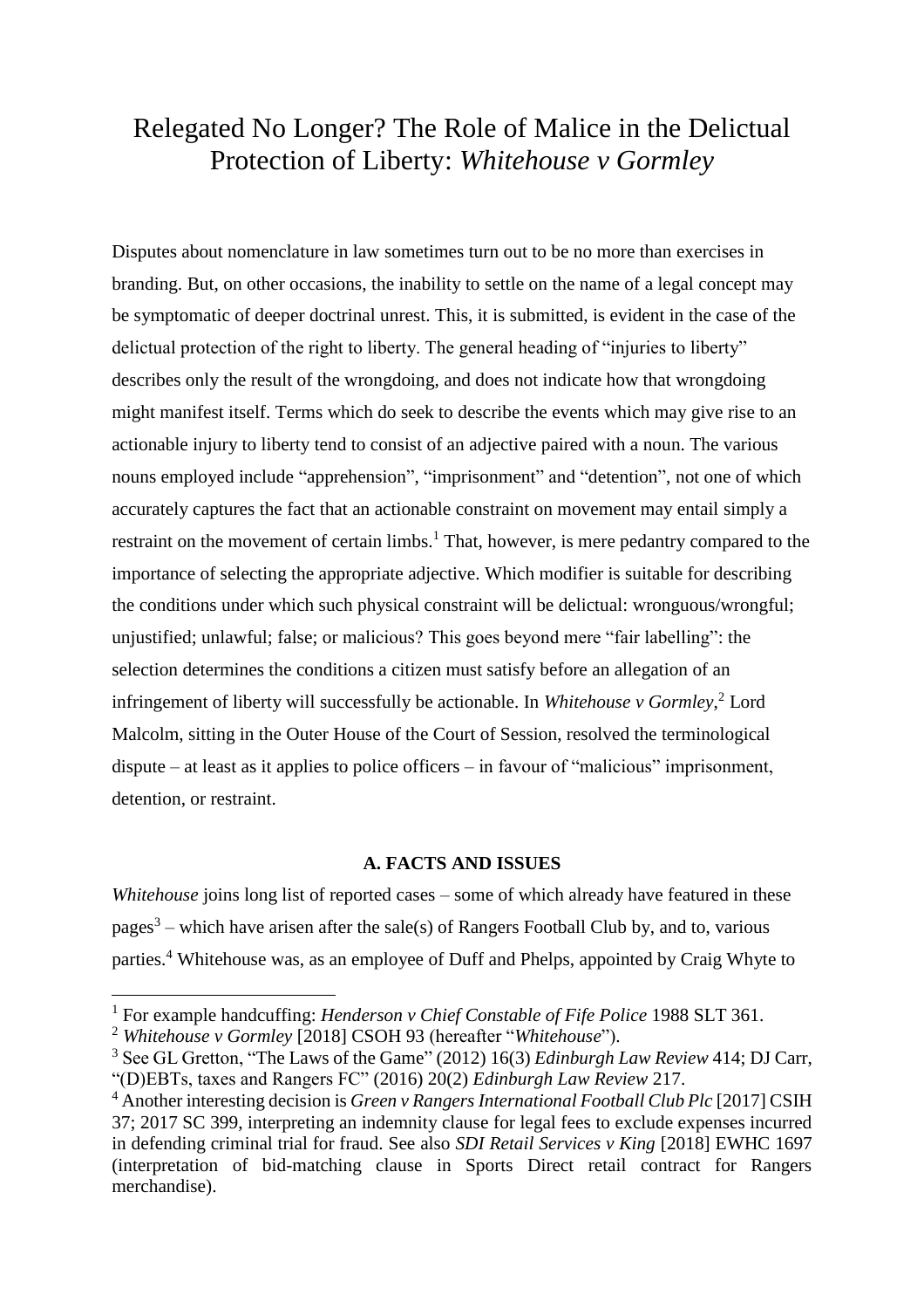# Relegated No Longer? The Role of Malice in the Delictual Protection of Liberty: *Whitehouse v Gormley*

Disputes about nomenclature in law sometimes turn out to be no more than exercises in branding. But, on other occasions, the inability to settle on the name of a legal concept may be symptomatic of deeper doctrinal unrest. This, it is submitted, is evident in the case of the delictual protection of the right to liberty. The general heading of "injuries to liberty" describes only the result of the wrongdoing, and does not indicate how that wrongdoing might manifest itself. Terms which do seek to describe the events which may give rise to an actionable injury to liberty tend to consist of an adjective paired with a noun. The various nouns employed include "apprehension", "imprisonment" and "detention", not one of which accurately captures the fact that an actionable constraint on movement may entail simply a restraint on the movement of certain limbs.[1] That, however, is mere pedantry compared to the importance of selecting the appropriate adjective. Which modifier is suitable for describing the conditions under which such physical constraint will be delictual: wronguous/wrongful; unjustified; unlawful; false; or malicious? This goes beyond mere "fair labelling": the selection determines the conditions a citizen must satisfy before an allegation of an infringement of liberty will successfully be actionable. In *Whitehouse v Gormley*,[2] Lord Malcolm, sitting in the Outer House of the Court of Session, resolved the terminological dispute – at least as it applies to police officers – in favour of "malicious" imprisonment, detention, or restraint.

## A. FACTS AND ISSUES

*Whitehouse* joins long list of reported cases – some of which already have featured in these pages[3] – which have arisen after the sale(s) of Rangers Football Club by, and to, various parties.[4] Whitehouse was, as an employee of Duff and Phelps, appointed by Craig Whyte to

---

[1] For example handcuffing: *Henderson v Chief Constable of Fife Police* 1988 SLT 361.

[2] *Whitehouse v Gormley* [2018] CSOH 93 (hereafter "*Whitehouse*").

[3] See GL Gretton, "The Laws of the Game" (2012) 16(3) *Edinburgh Law Review* 414; DJ Carr, "(D)EBTs, taxes and Rangers FC" (2016) 20(2) *Edinburgh Law Review* 217.

[4] Another interesting decision is *Green v Rangers International Football Club Plc* [2017] CSIH 37; 2017 SC 399, interpreting an indemnity clause for legal fees to exclude expenses incurred in defending criminal trial for fraud. See also *SDI Retail Services v King* [2018] EWHC 1697 (interpretation of bid-matching clause in Sports Direct retail contract for Rangers merchandise).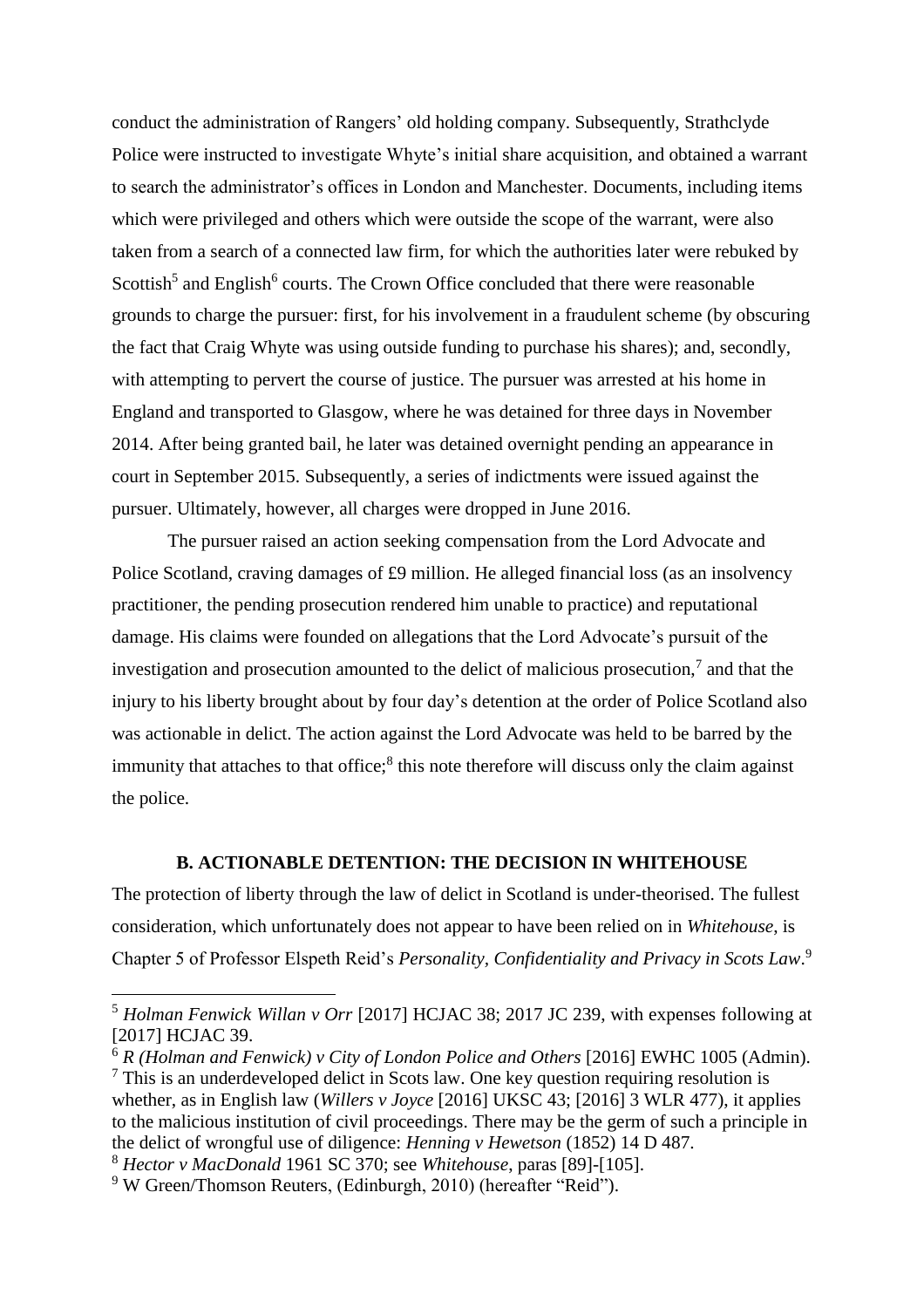conduct the administration of Rangers' old holding company. Subsequently, Strathclyde Police were instructed to investigate Whyte's initial share acquisition, and obtained a warrant to search the administrator's offices in London and Manchester. Documents, including items which were privileged and others which were outside the scope of the warrant, were also taken from a search of a connected law firm, for which the authorities later were rebuked by Scottish[5] and English[6] courts. The Crown Office concluded that there were reasonable grounds to charge the pursuer: first, for his involvement in a fraudulent scheme (by obscuring the fact that Craig Whyte was using outside funding to purchase his shares); and, secondly, with attempting to pervert the course of justice. The pursuer was arrested at his home in England and transported to Glasgow, where he was detained for three days in November 2014. After being granted bail, he later was detained overnight pending an appearance in court in September 2015. Subsequently, a series of indictments were issued against the pursuer. Ultimately, however, all charges were dropped in June 2016.

The pursuer raised an action seeking compensation from the Lord Advocate and Police Scotland, craving damages of £9 million. He alleged financial loss (as an insolvency practitioner, the pending prosecution rendered him unable to practice) and reputational damage. His claims were founded on allegations that the Lord Advocate's pursuit of the investigation and prosecution amounted to the delict of malicious prosecution,[7] and that the injury to his liberty brought about by four day's detention at the order of Police Scotland also was actionable in delict. The action against the Lord Advocate was held to be barred by the immunity that attaches to that office;[8] this note therefore will discuss only the claim against the police.

## B. ACTIONABLE DETENTION: THE DECISION IN WHITEHOUSE

The protection of liberty through the law of delict in Scotland is under-theorised. The fullest consideration, which unfortunately does not appear to have been relied on in *Whitehouse*, is Chapter 5 of Professor Elspeth Reid's *Personality, Confidentiality and Privacy in Scots Law*.[9]

---

[5] *Holman Fenwick Willan v Orr* [2017] HCJAC 38; 2017 JC 239, with expenses following at [2017] HCJAC 39.

[6] *R (Holman and Fenwick) v City of London Police and Others* [2016] EWHC 1005 (Admin).

[7] This is an underdeveloped delict in Scots law. One key question requiring resolution is whether, as in English law (*Willers v Joyce* [2016] UKSC 43; [2016] 3 WLR 477), it applies to the malicious institution of civil proceedings. There may be the germ of such a principle in the delict of wrongful use of diligence: *Henning v Hewetson* (1852) 14 D 487.

[8] *Hector v MacDonald* 1961 SC 370; see *Whitehouse*, paras [89]-[105].

[9] W Green/Thomson Reuters, (Edinburgh, 2010) (hereafter "Reid").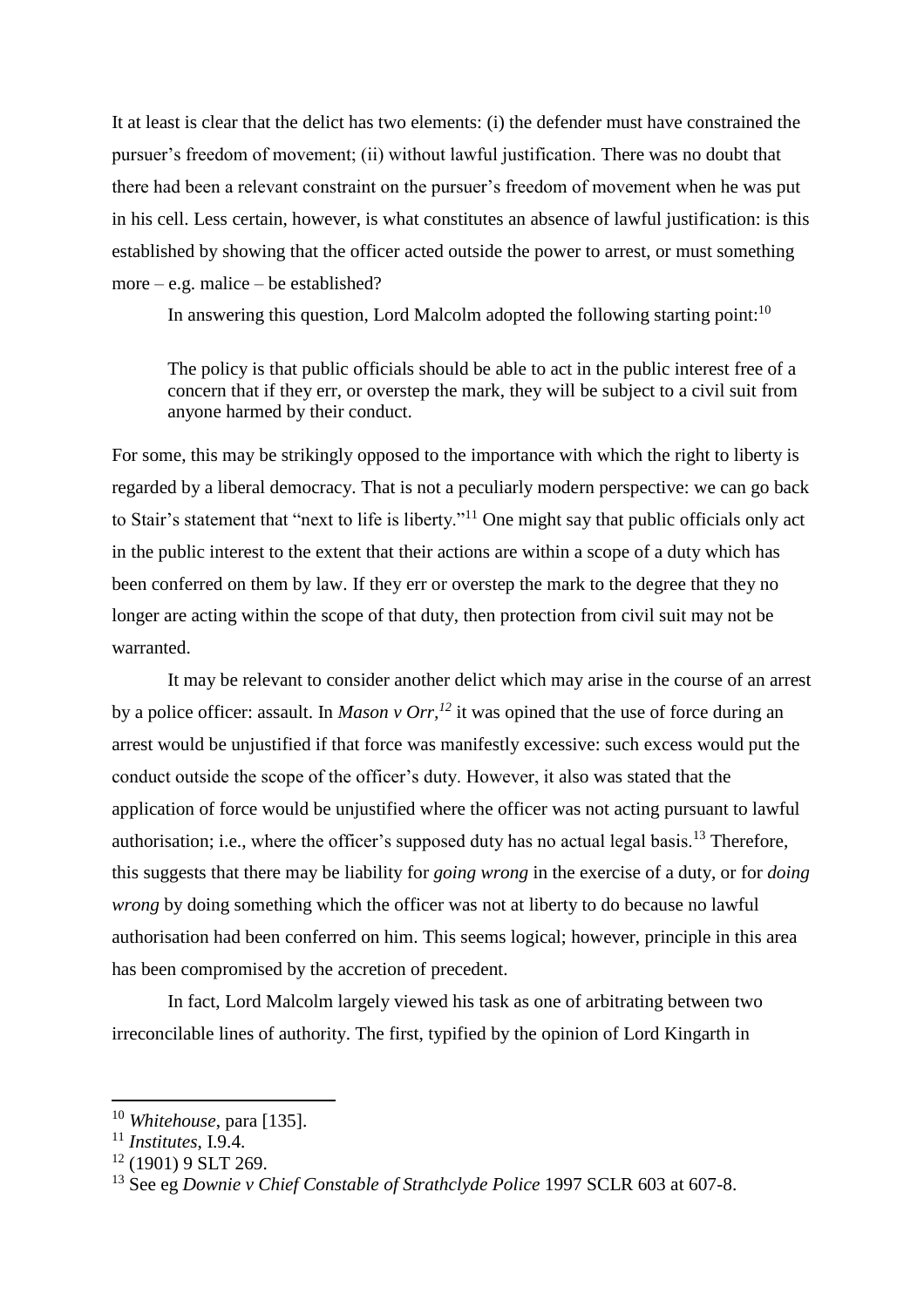It at least is clear that the delict has two elements: (i) the defender must have constrained the pursuer's freedom of movement; (ii) without lawful justification. There was no doubt that there had been a relevant constraint on the pursuer's freedom of movement when he was put in his cell. Less certain, however, is what constitutes an absence of lawful justification: is this established by showing that the officer acted outside the power to arrest, or must something more – e.g. malice – be established?

In answering this question, Lord Malcolm adopted the following starting point:[10]

> The policy is that public officials should be able to act in the public interest free of a concern that if they err, or overstep the mark, they will be subject to a civil suit from anyone harmed by their conduct.

For some, this may be strikingly opposed to the importance with which the right to liberty is regarded by a liberal democracy. That is not a peculiarly modern perspective: we can go back to Stair's statement that "next to life is liberty."[11] One might say that public officials only act in the public interest to the extent that their actions are within a scope of a duty which has been conferred on them by law. If they err or overstep the mark to the degree that they no longer are acting within the scope of that duty, then protection from civil suit may not be warranted.

It may be relevant to consider another delict which may arise in the course of an arrest by a police officer: assault. In *Mason v Orr*,[12] it was opined that the use of force during an arrest would be unjustified if that force was manifestly excessive: such excess would put the conduct outside the scope of the officer's duty. However, it also was stated that the application of force would be unjustified where the officer was not acting pursuant to lawful authorisation; i.e., where the officer's supposed duty has no actual legal basis.[13] Therefore, this suggests that there may be liability for *going wrong* in the exercise of a duty, or for *doing wrong* by doing something which the officer was not at liberty to do because no lawful authorisation had been conferred on him. This seems logical; however, principle in this area has been compromised by the accretion of precedent.

In fact, Lord Malcolm largely viewed his task as one of arbitrating between two irreconcilable lines of authority. The first, typified by the opinion of Lord Kingarth in

---

[10] *Whitehouse*, para [135].

[11] *Institutes*, I.9.4.

[12] (1901) 9 SLT 269.

[13] See eg *Downie v Chief Constable of Strathclyde Police* 1997 SCLR 603 at 607-8.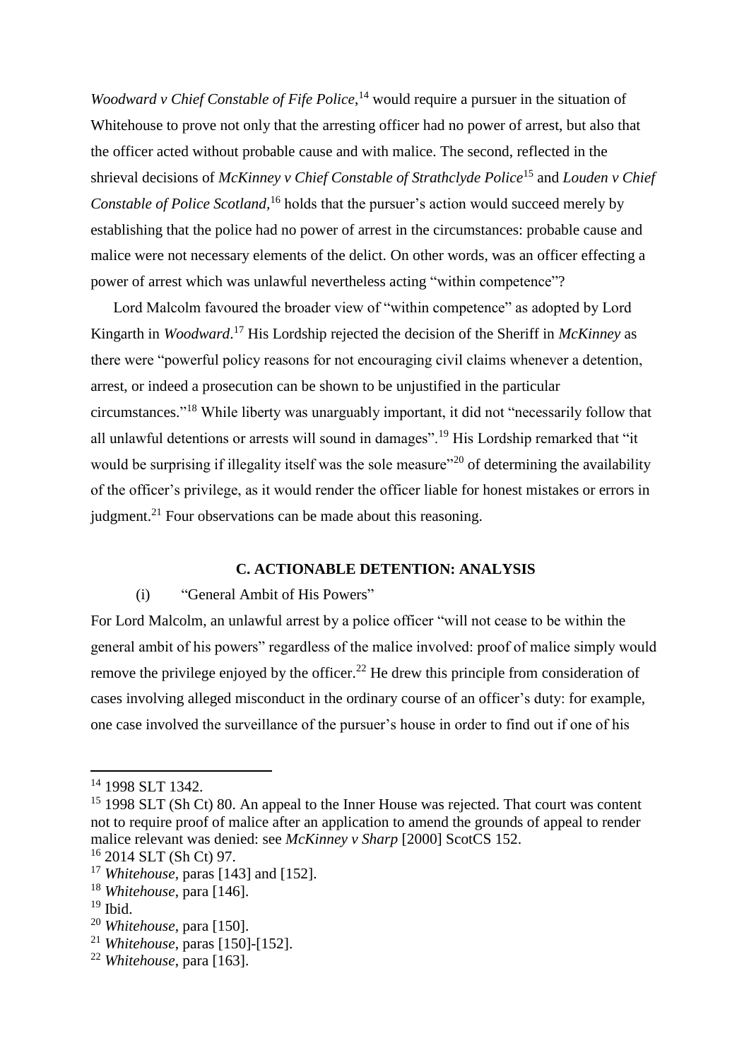*Woodward v Chief Constable of Fife Police*,[14] would require a pursuer in the situation of Whitehouse to prove not only that the arresting officer had no power of arrest, but also that the officer acted without probable cause and with malice. The second, reflected in the shrieval decisions of *McKinney v Chief Constable of Strathclyde Police*[15] and *Louden v Chief Constable of Police Scotland*,[16] holds that the pursuer's action would succeed merely by establishing that the police had no power of arrest in the circumstances: probable cause and malice were not necessary elements of the delict. On other words, was an officer effecting a power of arrest which was unlawful nevertheless acting "within competence"?

Lord Malcolm favoured the broader view of "within competence" as adopted by Lord Kingarth in *Woodward*.[17] His Lordship rejected the decision of the Sheriff in *McKinney* as there were "powerful policy reasons for not encouraging civil claims whenever a detention, arrest, or indeed a prosecution can be shown to be unjustified in the particular circumstances."[18] While liberty was unarguably important, it did not "necessarily follow that all unlawful detentions or arrests will sound in damages".[19] His Lordship remarked that "it would be surprising if illegality itself was the sole measure"[20] of determining the availability of the officer's privilege, as it would render the officer liable for honest mistakes or errors in judgment.[21] Four observations can be made about this reasoning.

## C. ACTIONABLE DETENTION: ANALYSIS

### (i) "General Ambit of His Powers"

For Lord Malcolm, an unlawful arrest by a police officer "will not cease to be within the general ambit of his powers" regardless of the malice involved: proof of malice simply would remove the privilege enjoyed by the officer.[22] He drew this principle from consideration of cases involving alleged misconduct in the ordinary course of an officer's duty: for example, one case involved the surveillance of the pursuer's house in order to find out if one of his

---

[14] 1998 SLT 1342.

[15] 1998 SLT (Sh Ct) 80. An appeal to the Inner House was rejected. That court was content not to require proof of malice after an application to amend the grounds of appeal to render malice relevant was denied: see *McKinney v Sharp* [2000] ScotCS 152.

[16] 2014 SLT (Sh Ct) 97.

[17] *Whitehouse*, paras [143] and [152].

[18] *Whitehouse*, para [146].

[19] Ibid.

[20] *Whitehouse*, para [150].

[21] *Whitehouse*, paras [150]-[152].

[22] *Whitehouse*, para [163].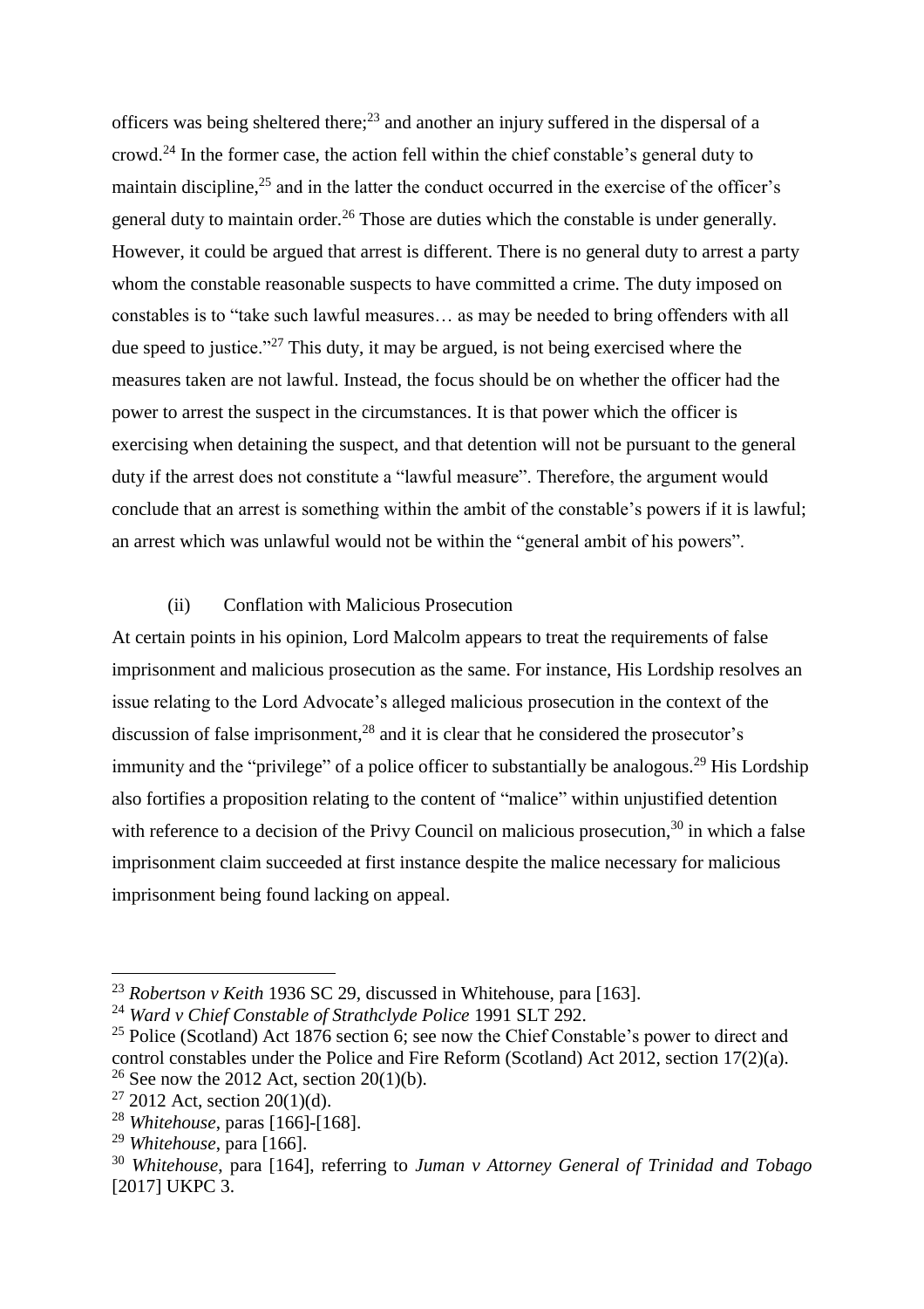officers was being sheltered there;[23] and another an injury suffered in the dispersal of a crowd.[24] In the former case, the action fell within the chief constable's general duty to maintain discipline,[25] and in the latter the conduct occurred in the exercise of the officer's general duty to maintain order.[26] Those are duties which the constable is under generally. However, it could be argued that arrest is different. There is no general duty to arrest a party whom the constable reasonable suspects to have committed a crime. The duty imposed on constables is to "take such lawful measures… as may be needed to bring offenders with all due speed to justice."[27] This duty, it may be argued, is not being exercised where the measures taken are not lawful. Instead, the focus should be on whether the officer had the power to arrest the suspect in the circumstances. It is that power which the officer is exercising when detaining the suspect, and that detention will not be pursuant to the general duty if the arrest does not constitute a "lawful measure". Therefore, the argument would conclude that an arrest is something within the ambit of the constable's powers if it is lawful; an arrest which was unlawful would not be within the "general ambit of his powers".

### (ii) Conflation with Malicious Prosecution

At certain points in his opinion, Lord Malcolm appears to treat the requirements of false imprisonment and malicious prosecution as the same. For instance, His Lordship resolves an issue relating to the Lord Advocate's alleged malicious prosecution in the context of the discussion of false imprisonment,[28] and it is clear that he considered the prosecutor's immunity and the "privilege" of a police officer to substantially be analogous.[29] His Lordship also fortifies a proposition relating to the content of "malice" within unjustified detention with reference to a decision of the Privy Council on malicious prosecution,[30] in which a false imprisonment claim succeeded at first instance despite the malice necessary for malicious imprisonment being found lacking on appeal.

---

[23] *Robertson v Keith* 1936 SC 29, discussed in Whitehouse, para [163].

[24] *Ward v Chief Constable of Strathclyde Police* 1991 SLT 292.

[25] Police (Scotland) Act 1876 section 6; see now the Chief Constable's power to direct and control constables under the Police and Fire Reform (Scotland) Act 2012, section 17(2)(a).

[26] See now the 2012 Act, section 20(1)(b).

[27] 2012 Act, section 20(1)(d).

[28] *Whitehouse*, paras [166]-[168].

[29] *Whitehouse*, para [166].

[30] *Whitehouse*, para [164], referring to *Juman v Attorney General of Trinidad and Tobago* [2017] UKPC 3.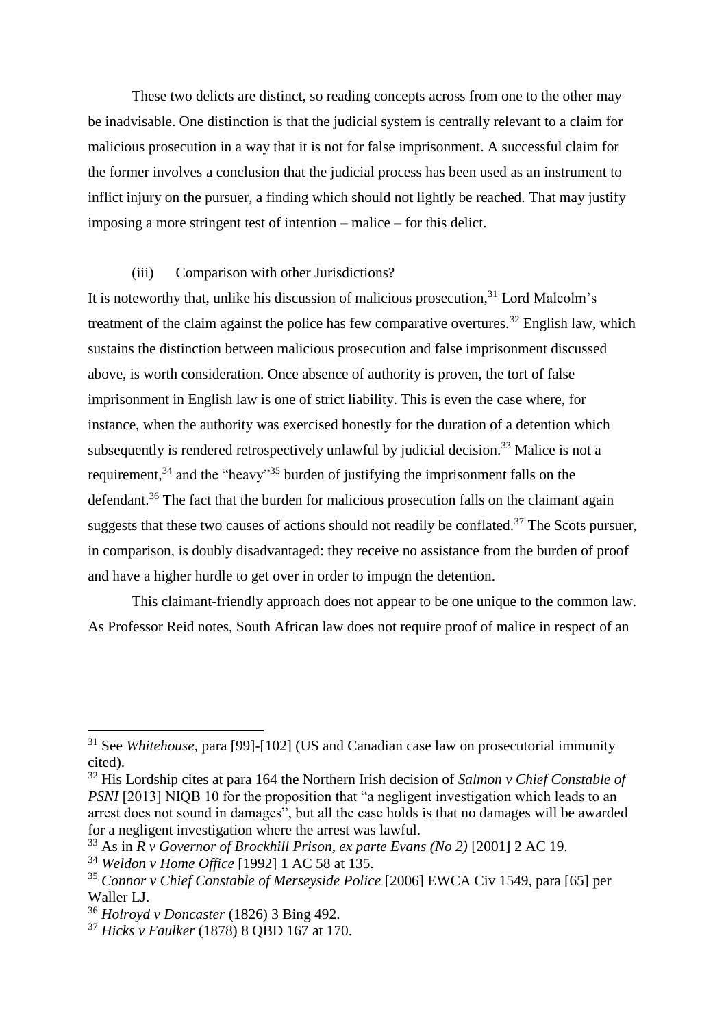These two delicts are distinct, so reading concepts across from one to the other may be inadvisable. One distinction is that the judicial system is centrally relevant to a claim for malicious prosecution in a way that it is not for false imprisonment. A successful claim for the former involves a conclusion that the judicial process has been used as an instrument to inflict injury on the pursuer, a finding which should not lightly be reached. That may justify imposing a more stringent test of intention – malice – for this delict.

### (iii) Comparison with other Jurisdictions?

It is noteworthy that, unlike his discussion of malicious prosecution,[31] Lord Malcolm's treatment of the claim against the police has few comparative overtures.[32] English law, which sustains the distinction between malicious prosecution and false imprisonment discussed above, is worth consideration. Once absence of authority is proven, the tort of false imprisonment in English law is one of strict liability. This is even the case where, for instance, when the authority was exercised honestly for the duration of a detention which subsequently is rendered retrospectively unlawful by judicial decision.[33] Malice is not a requirement,[34] and the "heavy"[35] burden of justifying the imprisonment falls on the defendant.[36] The fact that the burden for malicious prosecution falls on the claimant again suggests that these two causes of actions should not readily be conflated.[37] The Scots pursuer, in comparison, is doubly disadvantaged: they receive no assistance from the burden of proof and have a higher hurdle to get over in order to impugn the detention.

This claimant-friendly approach does not appear to be one unique to the common law. As Professor Reid notes, South African law does not require proof of malice in respect of an

---

[31] See *Whitehouse*, para [99]-[102] (US and Canadian case law on prosecutorial immunity cited).

[32] His Lordship cites at para 164 the Northern Irish decision of *Salmon v Chief Constable of PSNI* [2013] NIQB 10 for the proposition that "a negligent investigation which leads to an arrest does not sound in damages", but all the case holds is that no damages will be awarded for a negligent investigation where the arrest was lawful.

[33] As in *R v Governor of Brockhill Prison, ex parte Evans (No 2)* [2001] 2 AC 19.

[34] *Weldon v Home Office* [1992] 1 AC 58 at 135.

[35] *Connor v Chief Constable of Merseyside Police* [2006] EWCA Civ 1549, para [65] per Waller LJ.

[36] *Holroyd v Doncaster* (1826) 3 Bing 492.

[37] *Hicks v Faulker* (1878) 8 QBD 167 at 170.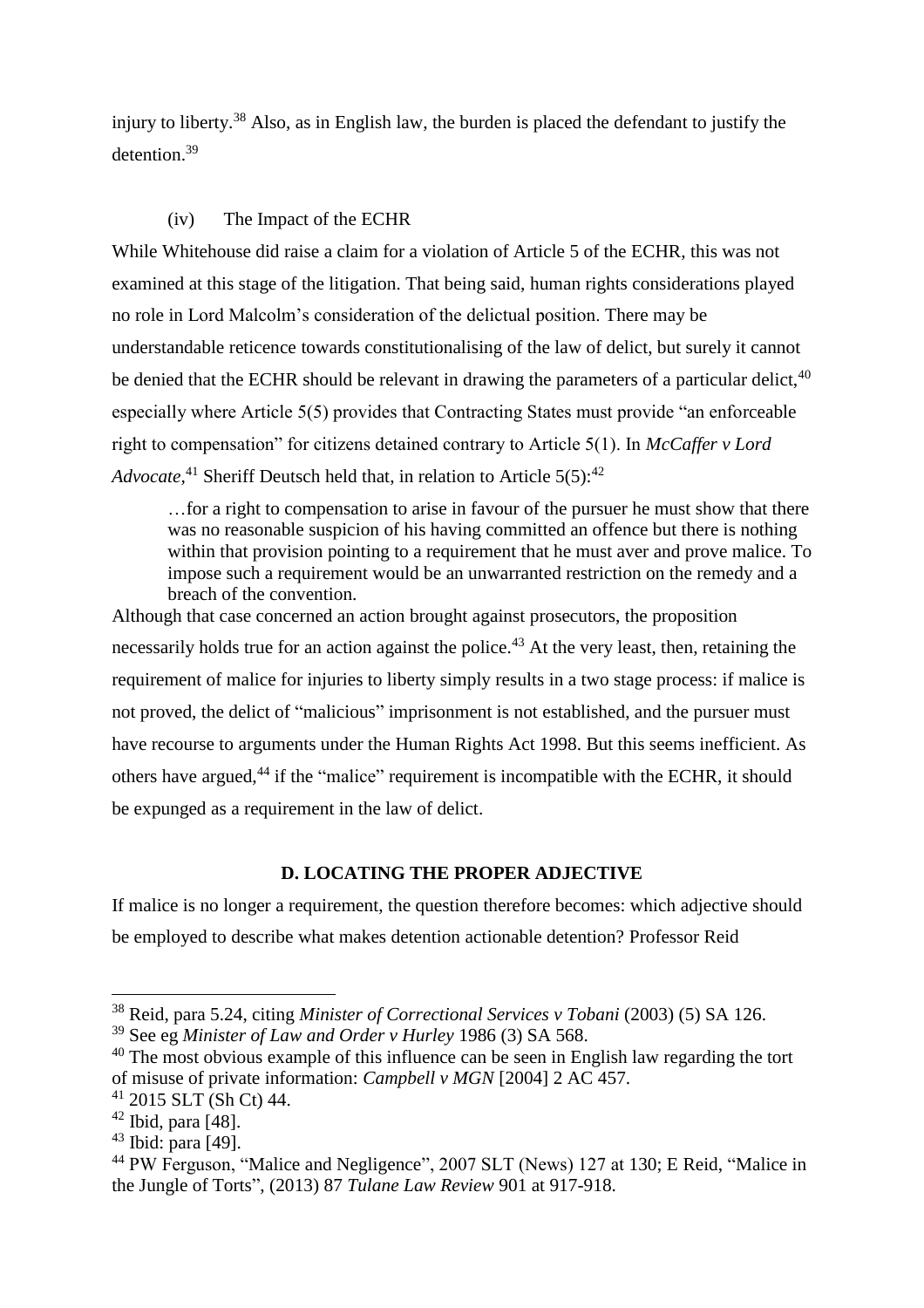injury to liberty.[38] Also, as in English law, the burden is placed the defendant to justify the detention.[39]

### (iv) The Impact of the ECHR

While Whitehouse did raise a claim for a violation of Article 5 of the ECHR, this was not examined at this stage of the litigation. That being said, human rights considerations played no role in Lord Malcolm's consideration of the delictual position. There may be understandable reticence towards constitutionalising of the law of delict, but surely it cannot be denied that the ECHR should be relevant in drawing the parameters of a particular delict,[40] especially where Article 5(5) provides that Contracting States must provide "an enforceable right to compensation" for citizens detained contrary to Article 5(1). In *McCaffer v Lord Advocate*,[41] Sheriff Deutsch held that, in relation to Article 5(5):[42]

> …for a right to compensation to arise in favour of the pursuer he must show that there was no reasonable suspicion of his having committed an offence but there is nothing within that provision pointing to a requirement that he must aver and prove malice. To impose such a requirement would be an unwarranted restriction on the remedy and a breach of the convention.

Although that case concerned an action brought against prosecutors, the proposition necessarily holds true for an action against the police.[43] At the very least, then, retaining the requirement of malice for injuries to liberty simply results in a two stage process: if malice is not proved, the delict of "malicious" imprisonment is not established, and the pursuer must have recourse to arguments under the Human Rights Act 1998. But this seems inefficient. As others have argued,[44] if the "malice" requirement is incompatible with the ECHR, it should be expunged as a requirement in the law of delict.

## D. LOCATING THE PROPER ADJECTIVE

If malice is no longer a requirement, the question therefore becomes: which adjective should be employed to describe what makes detention actionable detention? Professor Reid

---

[38] Reid, para 5.24, citing *Minister of Correctional Services v Tobani* (2003) (5) SA 126.

[39] See eg *Minister of Law and Order v Hurley* 1986 (3) SA 568.

[40] The most obvious example of this influence can be seen in English law regarding the tort of misuse of private information: *Campbell v MGN* [2004] 2 AC 457.

[41] 2015 SLT (Sh Ct) 44.

[42] Ibid, para [48].

[43] Ibid: para [49].

[44] PW Ferguson, "Malice and Negligence", 2007 SLT (News) 127 at 130; E Reid, "Malice in the Jungle of Torts", (2013) 87 *Tulane Law Review* 901 at 917-918.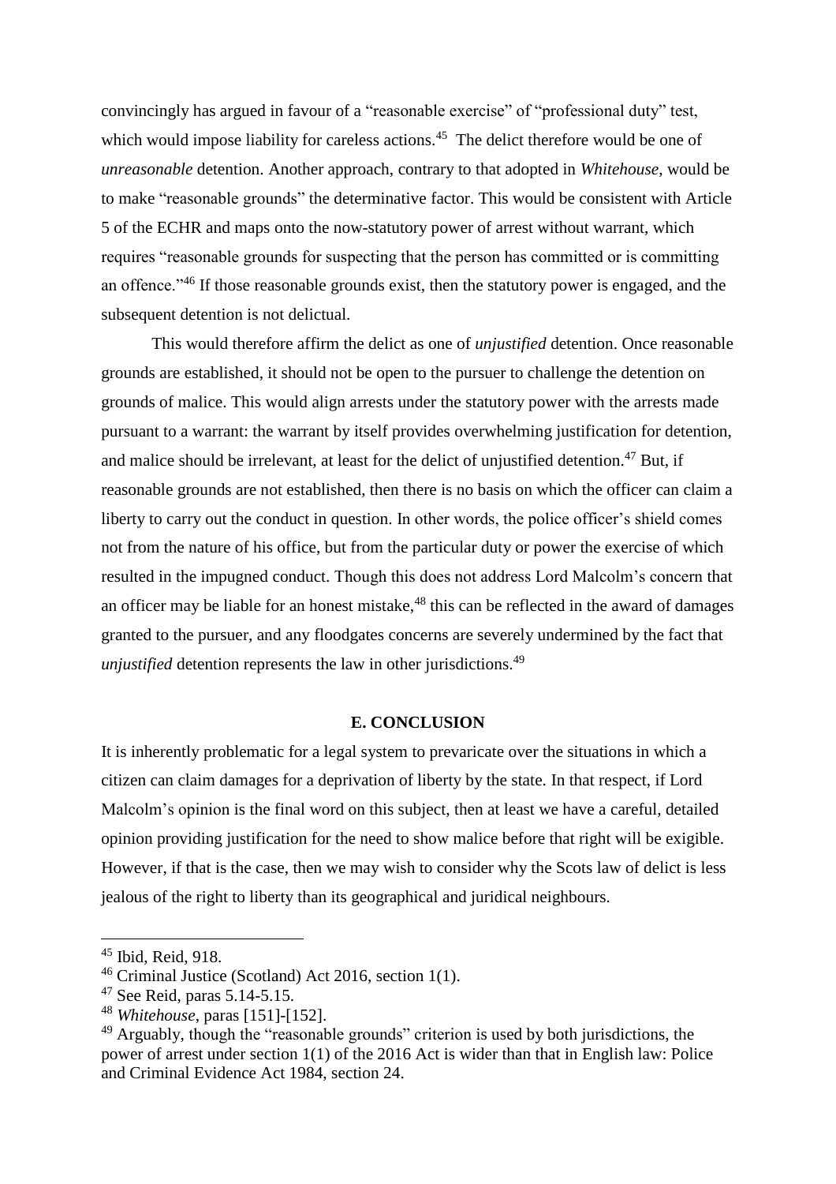convincingly has argued in favour of a "reasonable exercise" of "professional duty" test, which would impose liability for careless actions.[45] The delict therefore would be one of *unreasonable* detention. Another approach, contrary to that adopted in *Whitehouse*, would be to make "reasonable grounds" the determinative factor. This would be consistent with Article 5 of the ECHR and maps onto the now-statutory power of arrest without warrant, which requires "reasonable grounds for suspecting that the person has committed or is committing an offence."[46] If those reasonable grounds exist, then the statutory power is engaged, and the subsequent detention is not delictual.

This would therefore affirm the delict as one of *unjustified* detention. Once reasonable grounds are established, it should not be open to the pursuer to challenge the detention on grounds of malice. This would align arrests under the statutory power with the arrests made pursuant to a warrant: the warrant by itself provides overwhelming justification for detention, and malice should be irrelevant, at least for the delict of unjustified detention.[47] But, if reasonable grounds are not established, then there is no basis on which the officer can claim a liberty to carry out the conduct in question. In other words, the police officer's shield comes not from the nature of his office, but from the particular duty or power the exercise of which resulted in the impugned conduct. Though this does not address Lord Malcolm's concern that an officer may be liable for an honest mistake,[48] this can be reflected in the award of damages granted to the pursuer, and any floodgates concerns are severely undermined by the fact that *unjustified* detention represents the law in other jurisdictions.[49]

## E. CONCLUSION

It is inherently problematic for a legal system to prevaricate over the situations in which a citizen can claim damages for a deprivation of liberty by the state. In that respect, if Lord Malcolm's opinion is the final word on this subject, then at least we have a careful, detailed opinion providing justification for the need to show malice before that right will be exigible. However, if that is the case, then we may wish to consider why the Scots law of delict is less jealous of the right to liberty than its geographical and juridical neighbours.

---

[45] Ibid, Reid, 918.

[46] Criminal Justice (Scotland) Act 2016, section 1(1).

[47] See Reid, paras 5.14-5.15.

[48] *Whitehouse*, paras [151]-[152].

[49] Arguably, though the "reasonable grounds" criterion is used by both jurisdictions, the power of arrest under section 1(1) of the 2016 Act is wider than that in English law: Police and Criminal Evidence Act 1984, section 24.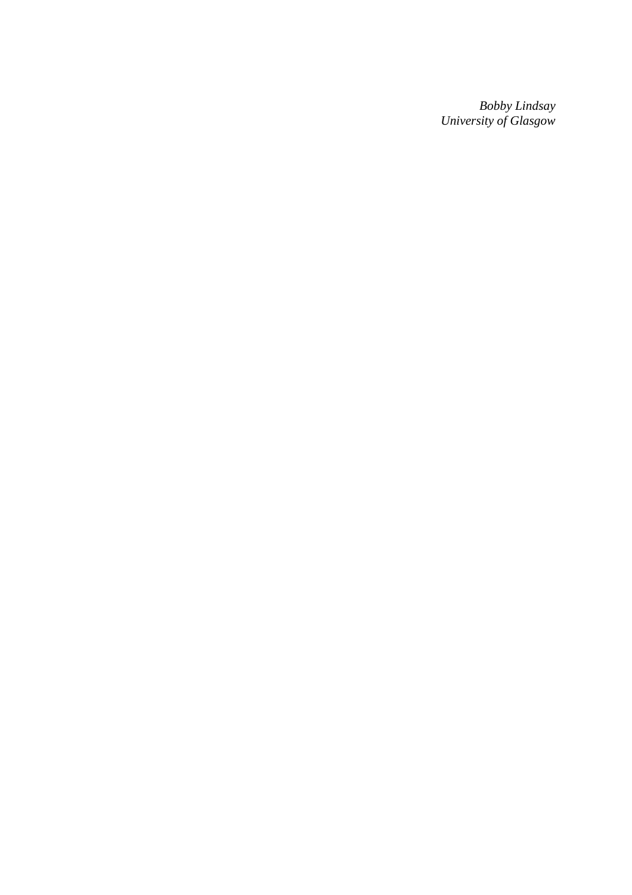*Bobby Lindsay*
*University of Glasgow*